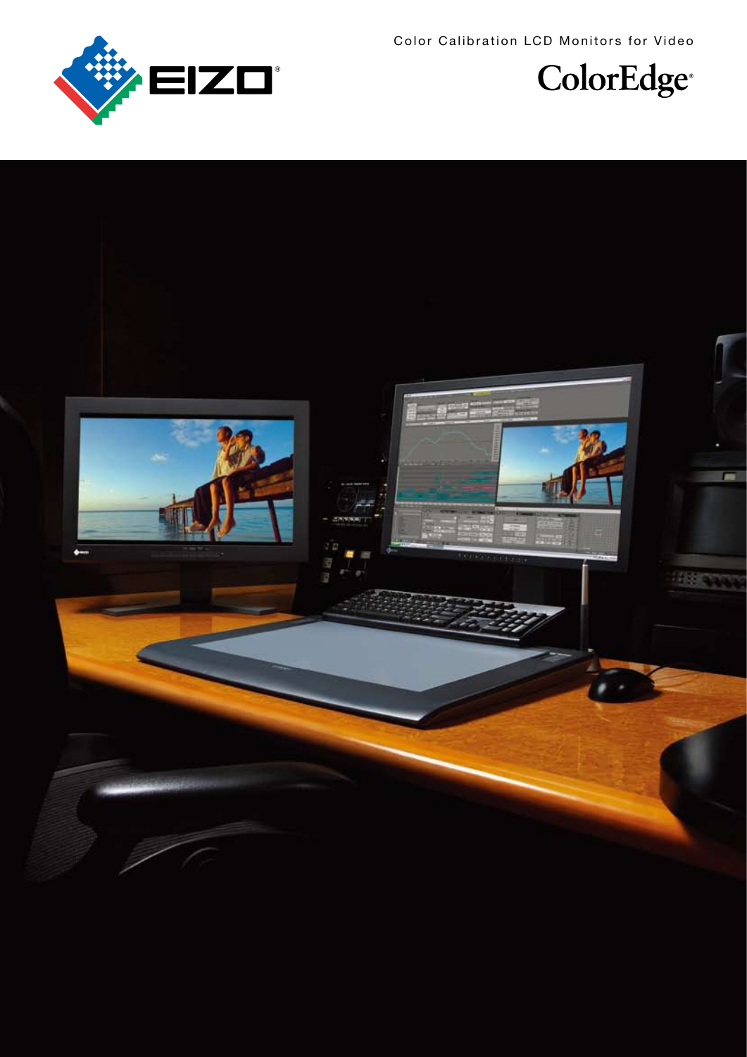Color Calibration LCD Monitors for Video

# ColorEdge®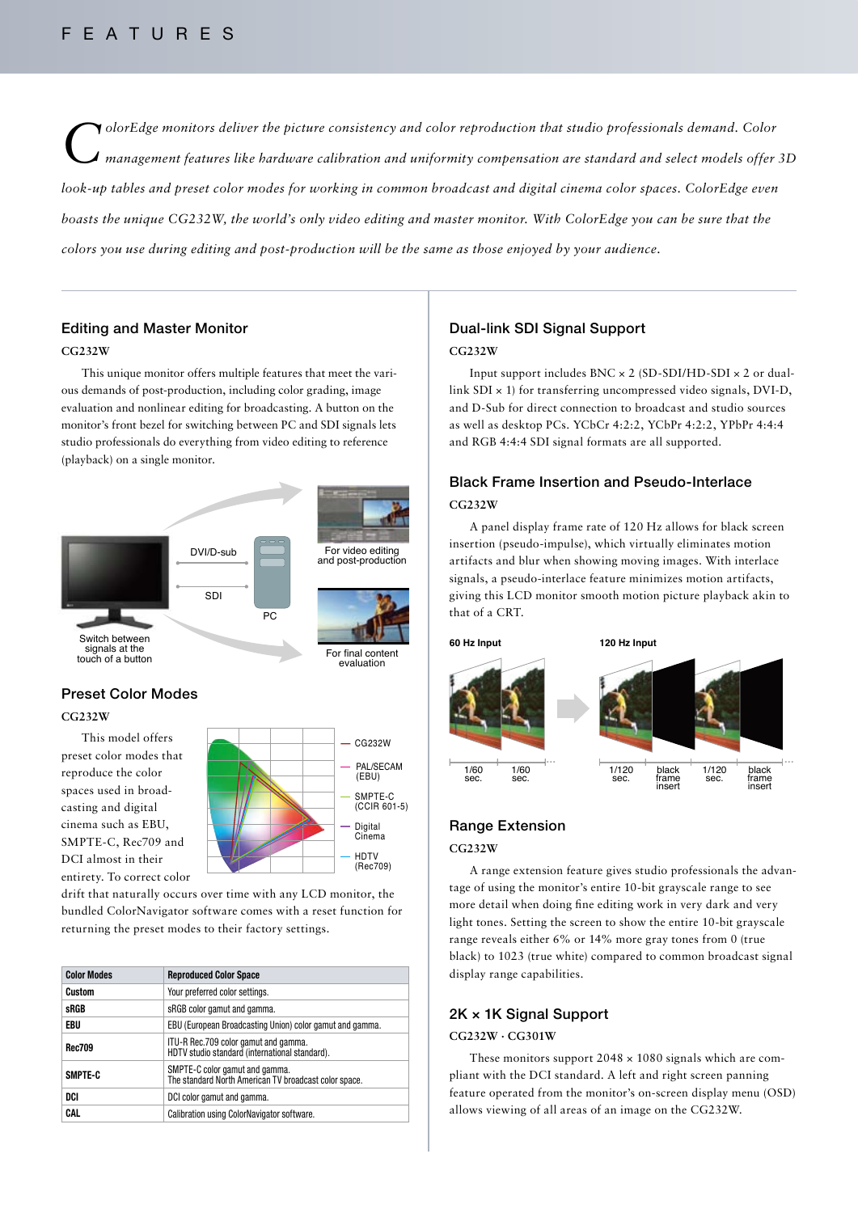# FEATURES

*ColorEdge monitors deliver the picture consistency and color reproduction that studio professionals demand. Color management features like hardware calibration and uniformity compensation are standard and select models offer 3D look-up tables and preset color modes for working in common broadcast and digital cinema color spaces. ColorEdge even boasts the unique CG232W, the world's only video editing and master monitor. With ColorEdge you can be sure that the colors you use during editing and post-production will be the same as those enjoyed by your audience.*

## Editing and Master Monitor

**CG232W**

This unique monitor offers multiple features that meet the various demands of post-production, including color grading, image evaluation and nonlinear editing for broadcasting. A button on the monitor's front bezel for switching between PC and SDI signals lets studio professionals do everything from video editing to reference (playback) on a single monitor.

DVI/D-sub

SDI

PC

For video editing and post-production

For final content evaluation

Switch between signals at the touch of a button

## Preset Color Modes

**CG232W**

This model offers preset color modes that reproduce the color spaces used in broadcasting and digital cinema such as EBU, SMPTE-C, Rec709 and DCI almost in their entirety. To correct color drift that naturally occurs over time with any LCD monitor, the bundled ColorNavigator software comes with a reset function for returning the preset modes to their factory settings.

CG232W

PAL/SECAM (EBU)

SMPTE-C (CCIR 601-5)

Digital Cinema

HDTV (Rec709)

| Color Modes | Reproduced Color Space |
|---|---|
| Custom | Your preferred color settings. |
| sRGB | sRGB color gamut and gamma. |
| EBU | EBU (European Broadcasting Union) color gamut and gamma. |
| Rec709 | ITU-R Rec.709 color gamut and gamma. HDTV studio standard (international standard). |
| SMPTE-C | SMPTE-C color gamut and gamma. The standard North American TV broadcast color space. |
| DCI | DCI color gamut and gamma. |
| CAL | Calibration using ColorNavigator software. |

## Dual-link SDI Signal Support

**CG232W**

Input support includes BNC × 2 (SD-SDI/HD-SDI × 2 or dual-link SDI × 1) for transferring uncompressed video signals, DVI-D, and D-Sub for direct connection to broadcast and studio sources as well as desktop PCs. YCbCr 4:2:2, YCbPr 4:2:2, YPbPr 4:4:4 and RGB 4:4:4 SDI signal formats are all supported.

## Black Frame Insertion and Pseudo-Interlace

**CG232W**

A panel display frame rate of 120 Hz allows for black screen insertion (pseudo-impulse), which virtually eliminates motion artifacts and blur when showing moving images. With interlace signals, a pseudo-interlace feature minimizes motion artifacts, giving this LCD monitor smooth motion picture playback akin to that of a CRT.

**60 Hz Input**

1/60 sec. | 1/60 sec.

**120 Hz Input**

1/120 sec. | black frame insert | 1/120 sec. | black frame insert

## Range Extension

**CG232W**

A range extension feature gives studio professionals the advantage of using the monitor's entire 10-bit grayscale range to see more detail when doing fine editing work in very dark and very light tones. Setting the screen to show the entire 10-bit grayscale range reveals either 6% or 14% more gray tones from 0 (true black) to 1023 (true white) compared to common broadcast signal display range capabilities.

## 2K × 1K Signal Support

**CG232W · CG301W**

These monitors support 2048 × 1080 signals which are compliant with the DCI standard. A left and right screen panning feature operated from the monitor's on-screen display menu (OSD) allows viewing of all areas of an image on the CG232W.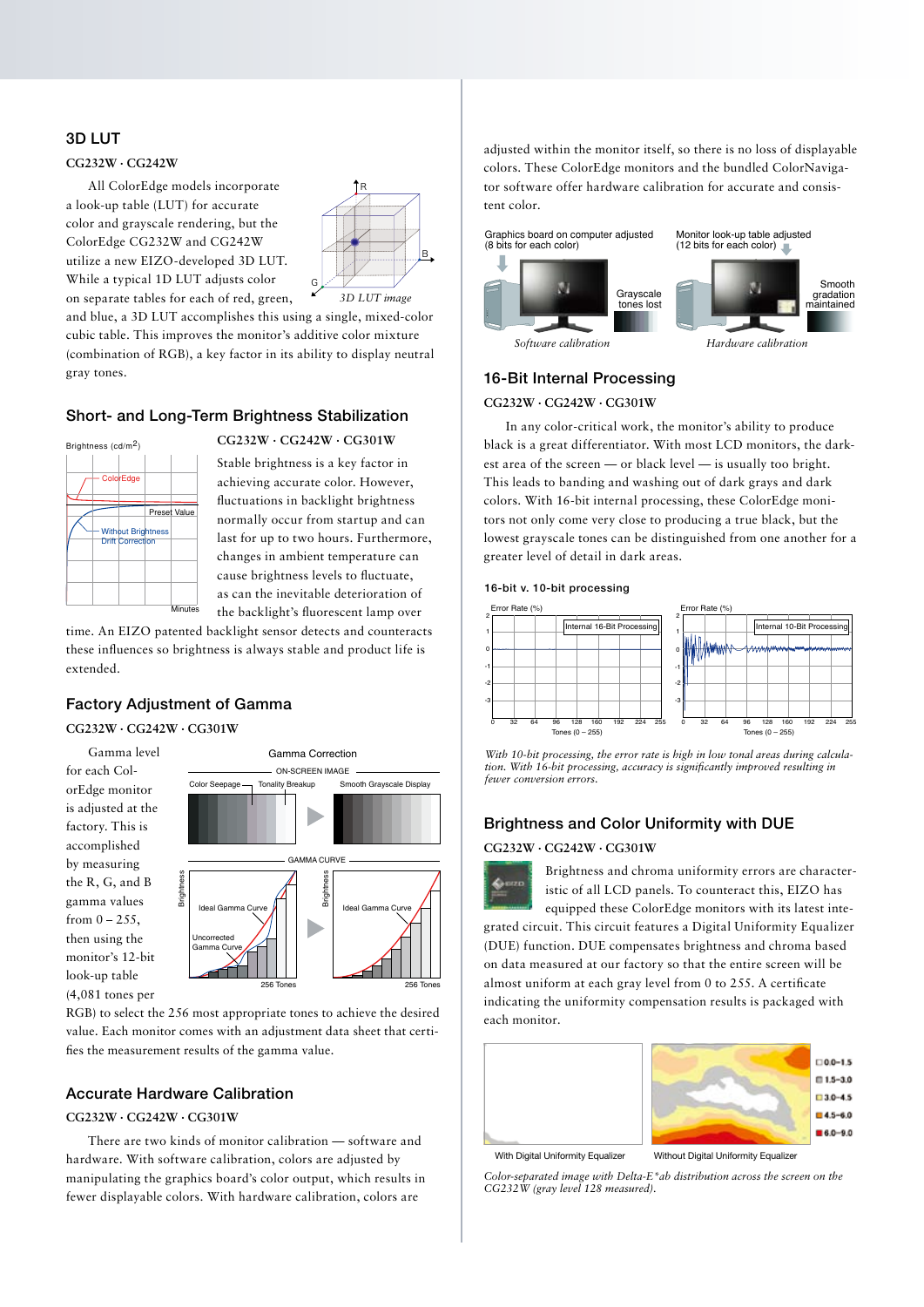## 3D LUT

**CG232W · CG242W**

All ColorEdge models incorporate a look-up table (LUT) for accurate color and grayscale rendering, but the ColorEdge CG232W and CG242W utilize a new EIZO-developed 3D LUT. While a typical 1D LUT adjusts color on separate tables for each of red, green, and blue, a 3D LUT accomplishes this using a single, mixed-color cubic table. This improves the monitor's additive color mixture (combination of RGB), a key factor in its ability to display neutral gray tones.

*3D LUT image*

## Short- and Long-Term Brightness Stabilization

**CG232W · CG242W · CG301W**

Stable brightness is a key factor in achieving accurate color. However, fluctuations in backlight brightness normally occur from startup and can last for up to two hours. Furthermore, changes in ambient temperature can cause brightness levels to fluctuate, as can the inevitable deterioration of the backlight's fluorescent lamp over time. An EIZO patented backlight sensor detects and counteracts these influences so brightness is always stable and product life is extended.

## Factory Adjustment of Gamma

**CG232W · CG242W · CG301W**

Gamma level for each ColorEdge monitor is adjusted at the factory. This is accomplished by measuring the R, G, and B gamma values from 0 – 255, then using the monitor's 12-bit look-up table (4,081 tones per RGB) to select the 256 most appropriate tones to achieve the desired value. Each monitor comes with an adjustment data sheet that certifies the measurement results of the gamma value.

## Accurate Hardware Calibration

**CG232W · CG242W · CG301W**

There are two kinds of monitor calibration — software and hardware. With software calibration, colors are adjusted by manipulating the graphics board's color output, which results in fewer displayable colors. With hardware calibration, colors are adjusted within the monitor itself, so there is no loss of displayable colors. These ColorEdge monitors and the bundled ColorNavigator software offer hardware calibration for accurate and consistent color.

*Software calibration* — *Hardware calibration*

## 16-Bit Internal Processing

**CG232W · CG242W · CG301W**

In any color-critical work, the monitor's ability to produce black is a great differentiator. With most LCD monitors, the darkest area of the screen — or black level — is usually too bright. This leads to banding and washing out of dark grays and dark colors. With 16-bit internal processing, these ColorEdge monitors not only come very close to producing a true black, but the lowest grayscale tones can be distinguished from one another for a greater level of detail in dark areas.

**16-bit v. 10-bit processing**

*With 10-bit processing, the error rate is high in low tonal areas during calculation. With 16-bit processing, accuracy is significantly improved resulting in fewer conversion errors.*

## Brightness and Color Uniformity with DUE

**CG232W · CG242W · CG301W**

Brightness and chroma uniformity errors are characteristic of all LCD panels. To counteract this, EIZO has equipped these ColorEdge monitors with its latest integrated circuit. This circuit features a Digital Uniformity Equalizer (DUE) function. DUE compensates brightness and chroma based on data measured at our factory so that the entire screen will be almost uniform at each gray level from 0 to 255. A certificate indicating the uniformity compensation results is packaged with each monitor.

With Digital Uniformity Equalizer — Without Digital Uniformity Equalizer

*Color-separated image with Delta-E*ab distribution across the screen on the CG232W (gray level 128 measured).*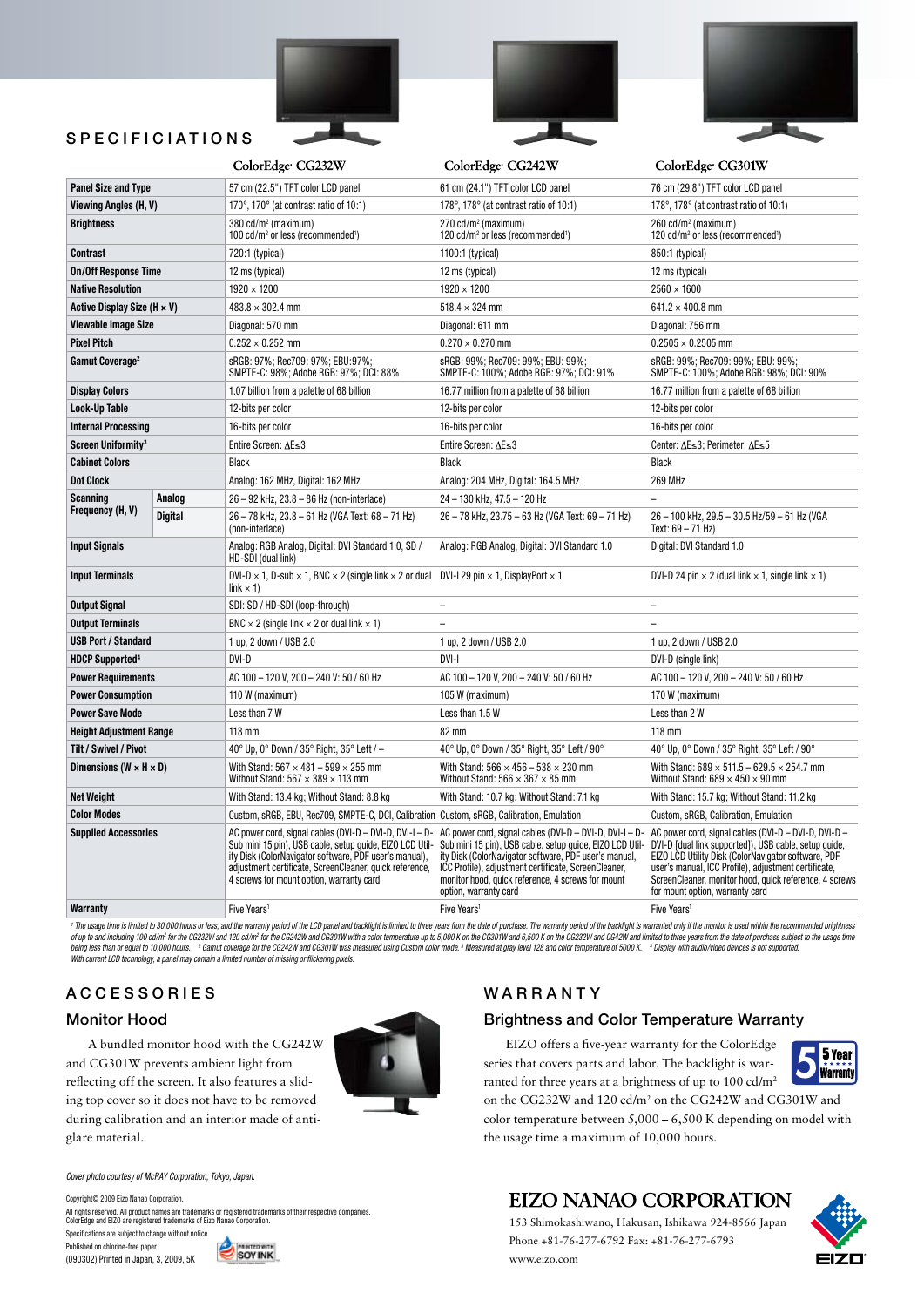# SPECIFICATIONS

| | | ColorEdge CG232W | ColorEdge CG242W | ColorEdge CG301W |
|---|---|---|---|---|
| **Panel Size and Type** | | 57 cm (22.5") TFT color LCD panel | 61 cm (24.1") TFT color LCD panel | 76 cm (29.8") TFT color LCD panel |
| **Viewing Angles (H, V)** | | 170°, 170° (at contrast ratio of 10:1) | 178°, 178° (at contrast ratio of 10:1) | 178°, 178° (at contrast ratio of 10:1) |
| **Brightness** | | 380 cd/m² (maximum)<br>100 cd/m² or less (recommended[1]) | 270 cd/m² (maximum)<br>120 cd/m² or less (recommended[1]) | 260 cd/m² (maximum)<br>120 cd/m² or less (recommended[1]) |
| **Contrast** | | 720:1 (typical) | 1100:1 (typical) | 850:1 (typical) |
| **On/Off Response Time** | | 12 ms (typical) | 12 ms (typical) | 12 ms (typical) |
| **Native Resolution** | | 1920 × 1200 | 1920 × 1200 | 2560 × 1600 |
| **Active Display Size (H × V)** | | 483.8 × 302.4 mm | 518.4 × 324 mm | 641.2 × 400.8 mm |
| **Viewable Image Size** | | Diagonal: 570 mm | Diagonal: 611 mm | Diagonal: 756 mm |
| **Pixel Pitch** | | 0.252 × 0.252 mm | 0.270 × 0.270 mm | 0.2505 × 0.2505 mm |
| **Gamut Coverage[2]** | | sRGB: 97%; Rec709: 97%; EBU:97%;<br>SMPTE-C: 98%; Adobe RGB: 97%; DCI: 88% | sRGB: 99%; Rec709: 99%; EBU: 99%;<br>SMPTE-C: 100%; Adobe RGB: 97%; DCI: 91% | sRGB: 99%; Rec709: 99%; EBU: 99%;<br>SMPTE-C: 100%; Adobe RGB: 98%; DCI: 90% |
| **Display Colors** | | 1.07 billion from a palette of 68 billion | 16.77 million from a palette of 68 billion | 16.77 million from a palette of 68 billion |
| **Look-Up Table** | | 12-bits per color | 12-bits per color | 12-bits per color |
| **Internal Processing** | | 16-bits per color | 16-bits per color | 16-bits per color |
| **Screen Uniformity[3]** | | Entire Screen: ΔE≤3 | Entire Screen: ΔE≤3 | Center: ΔE≤3; Perimeter: ΔE≤5 |
| **Cabinet Colors** | | Black | Black | Black |
| **Dot Clock** | | Analog: 162 MHz, Digital: 162 MHz | Analog: 204 MHz, Digital: 164.5 MHz | 269 MHz |
| **Scanning Frequency (H, V)** | **Analog** | 26 – 92 kHz, 23.8 – 86 Hz (non-interlace) | 24 – 130 kHz, 47.5 – 120 Hz | – |
| | **Digital** | 26 – 78 kHz, 23.8 – 61 Hz (VGA Text: 68 – 71 Hz) (non-interlace) | 26 – 78 kHz, 23.75 – 63 Hz (VGA Text: 69 – 71 Hz) | 26 – 100 kHz, 29.5 – 30.5 Hz/59 – 61 Hz (VGA Text: 69 – 71 Hz) |
| **Input Signals** | | Analog: RGB Analog, Digital: DVI Standard 1.0, SD / HD-SDI (dual link) | Analog: RGB Analog, Digital: DVI Standard 1.0 | Digital: DVI Standard 1.0 |
| **Input Terminals** | | DVI-D × 1, D-sub × 1, BNC × 2 (single link × 2 or dual link × 1) | DVI-I 29 pin × 1, DisplayPort × 1 | DVI-D 24 pin × 2 (dual link × 1, single link × 1) |
| **Output Signal** | | SDI: SD / HD-SDI (loop-through) | – | – |
| **Output Terminals** | | BNC × 2 (single link × 2 or dual link × 1) | – | – |
| **USB Port / Standard** | | 1 up, 2 down / USB 2.0 | 1 up, 2 down / USB 2.0 | 1 up, 2 down / USB 2.0 |
| **HDCP Supported[4]** | | DVI-D | DVI-I | DVI-D (single link) |
| **Power Requirements** | | AC 100 – 120 V, 200 – 240 V: 50 / 60 Hz | AC 100 – 120 V, 200 – 240 V: 50 / 60 Hz | AC 100 – 120 V, 200 – 240 V: 50 / 60 Hz |
| **Power Consumption** | | 110 W (maximum) | 105 W (maximum) | 170 W (maximum) |
| **Power Save Mode** | | Less than 7 W | Less than 1.5 W | Less than 2 W |
| **Height Adjustment Range** | | 118 mm | 82 mm | 118 mm |
| **Tilt / Swivel / Pivot** | | 40° Up, 0° Down / 35° Right, 35° Left / – | 40° Up, 0° Down / 35° Right, 35° Left / 90° | 40° Up, 0° Down / 35° Right, 35° Left / 90° |
| **Dimensions (W × H × D)** | | With Stand: 567 × 481 – 599 × 255 mm<br>Without Stand: 567 × 389 × 113 mm | With Stand: 566 × 456 – 538 × 230 mm<br>Without Stand: 566 × 367 × 85 mm | With Stand: 689 × 511.5 – 629.5 × 254.7 mm<br>Without Stand: 689 × 450 × 90 mm |
| **Net Weight** | | With Stand: 13.4 kg; Without Stand: 8.8 kg | With Stand: 10.7 kg; Without Stand: 7.1 kg | With Stand: 15.7 kg; Without Stand: 11.2 kg |
| **Color Modes** | | Custom, sRGB, EBU, Rec709, SMPTE-C, DCI, Calibration | Custom, sRGB, Calibration, Emulation | Custom, sRGB, Calibration, Emulation |
| **Supplied Accessories** | | AC power cord, signal cables (DVI-D – DVI-D, DVI-I – D-Sub mini 15 pin), USB cable, setup guide, EIZO LCD Utility Disk (ColorNavigator software, PDF user's manual), adjustment certificate, ScreenCleaner, quick reference, 4 screws for mount option, warranty card | AC power cord, signal cables (DVI-D – DVI-D, DVI-I – D-Sub mini 15 pin), USB cable, setup guide, EIZO LCD Utility Disk (ColorNavigator software, PDF user's manual, ICC Profile), adjustment certificate, ScreenCleaner, monitor hood, quick reference, 4 screws for mount option, warranty card | AC power cord, signal cables (DVI-D – DVI-D, DVI-D – DVI-D [dual link supported]), USB cable, setup guide, EIZO LCD Utility Disk (ColorNavigator software, PDF user's manual, ICC Profile), adjustment certificate, ScreenCleaner, monitor hood, quick reference, 4 screws for mount option, warranty card |
| **Warranty** | | Five Years[1] | Five Years[1] | Five Years[1] |

*[1] The usage time is limited to 30,000 hours or less, and the warranty period of the LCD panel and backlight is limited to three years from the date of purchase. The warranty period of the backlight is warranted only if the monitor is used within the recommended brightness of up to and including 100 cd/m² for the CG232W and 120 cd/m² for the CG242W and CG301W with a color temperature up to 5,000 K on the CG301W and 6,500 K on the CG232W and CG42W and limited to three years from the date of purchase subject to the usage time being less than or equal to 10,000 hours. [2] Gamut coverage for the CG242W and CG301W was measured using Custom color mode. [3] Measured at gray level 128 and color temperature of 5000 K. [4] Display with audio/video devices is not supported.*
*With current LCD technology, a panel may contain a limited number of missing or flickering pixels.*

# ACCESSORIES

## Monitor Hood

A bundled monitor hood with the CG242W and CG301W prevents ambient light from reflecting off the screen. It also features a sliding top cover so it does not have to be removed during calibration and an interior made of anti-glare material.

# WARRANTY

## Brightness and Color Temperature Warranty

EIZO offers a five-year warranty for the ColorEdge series that covers parts and labor. The backlight is warranted for three years at a brightness of up to 100 cd/m² on the CG232W and 120 cd/m² on the CG242W and CG301W and color temperature between 5,000 – 6,500 K depending on model with the usage time a maximum of 10,000 hours.

5 Year Warranty

*Cover photo courtesy of McRAY Corporation, Tokyo, Japan.*

Copyright© 2009 Eizo Nanao Corporation.
All rights reserved. All product names are trademarks or registered trademarks of their respective companies.
ColorEdge and EIZO are registered trademarks of Eizo Nanao Corporation.
Specifications are subject to change without notice.
Published on chlorine-free paper.
(090302) Printed in Japan, 3, 2009, 5K

PRINTED WITH SOY INK

**EIZO NANAO CORPORATION**
153 Shimokashiwano, Hakusan, Ishikawa 924-8566 Japan
Phone +81-76-277-6792 Fax: +81-76-277-6793
www.eizo.com

EIZO